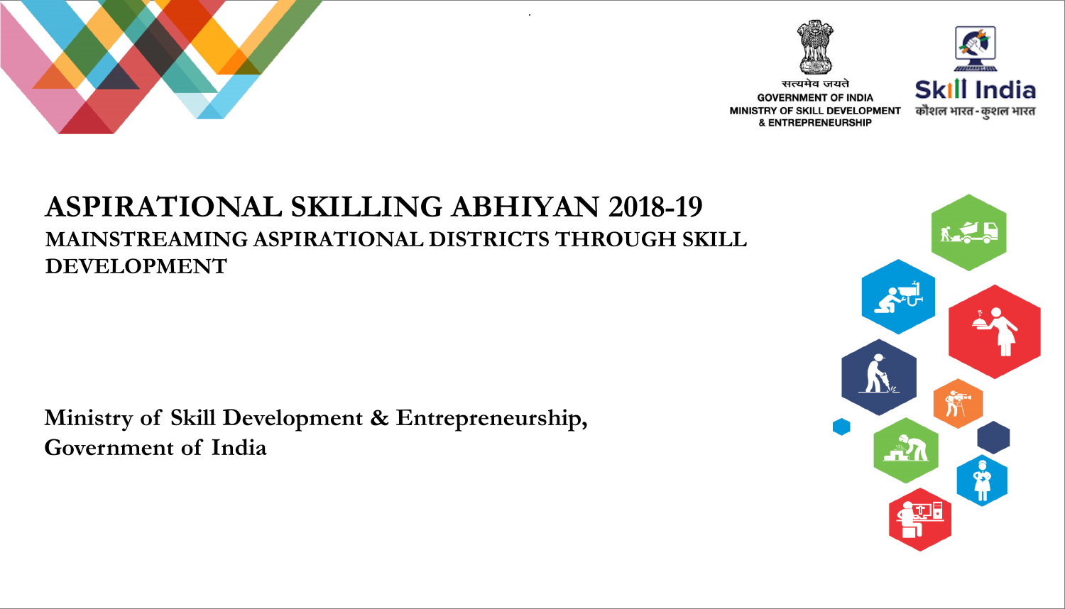सत्यमेव जयते

GOVERNMENT OF INDIA

MINISTRY OF SKILL DEVELOPMENT & ENTREPRENEURSHIP

Skill India

कौशल भारत - कुशल भारत

# ASPIRATIONAL SKILLING ABHIYAN 2018-19

## MAINSTREAMING ASPIRATIONAL DISTRICTS THROUGH SKILL DEVELOPMENT

**Ministry of Skill Development & Entrepreneurship, Government of India**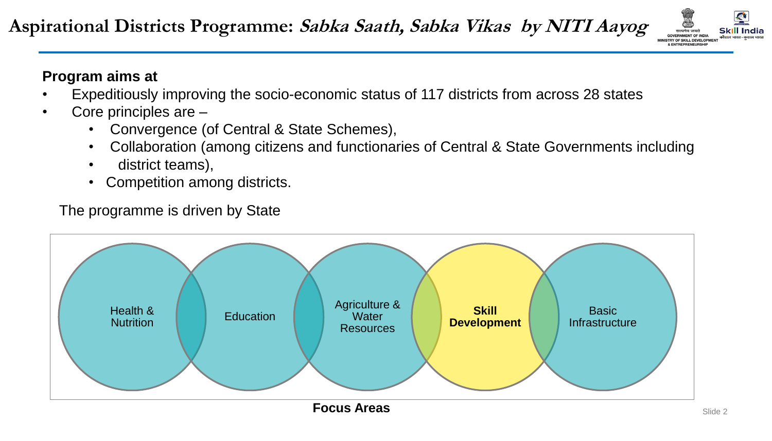# Aspirational Districts Programme: *Sabka Saath, Sabka Vikas* by NITI Aayog

**Program aims at**

- Expeditiously improving the socio-economic status of 117 districts from across 28 states
- Core principles are –
  - Convergence (of Central & State Schemes),
  - Collaboration (among citizens and functionaries of Central & State Governments including
  - district teams),
  - Competition among districts.

The programme is driven by State

Health & Nutrition

Education

Agriculture & Water Resources

**Skill Development**

Basic Infrastructure

**Focus Areas**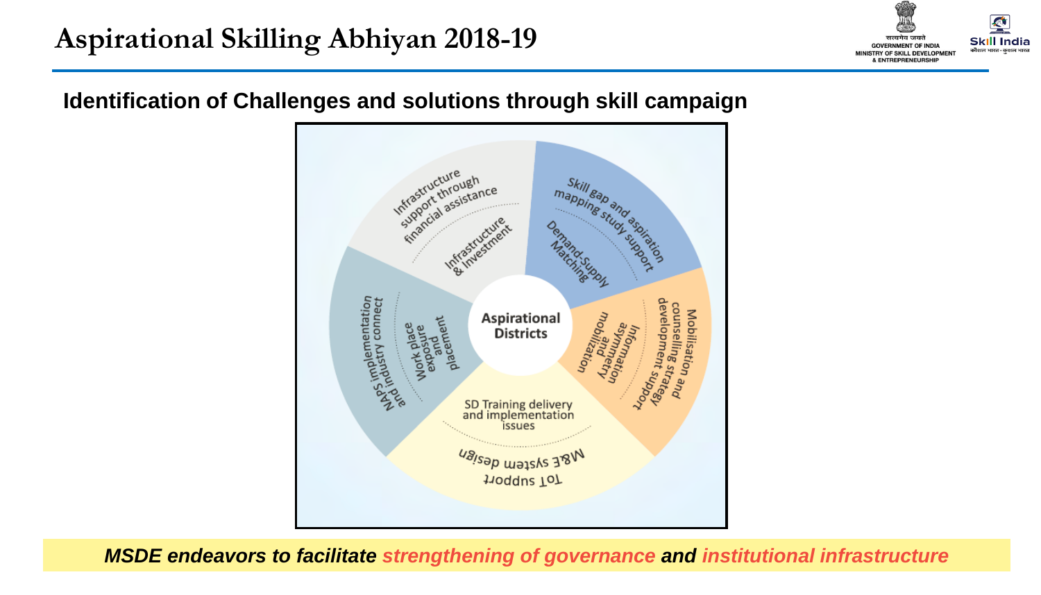# Aspirational Skilling Abhiyan 2018-19

## Identification of Challenges and solutions through skill campaign

**Aspirational Districts**

- **Infrastructure & Investment**
  - Infrastructure support through financial assistance
- **Demand-Supply Matching**
  - Skill gap and aspiration mapping study support
- **Information asymmetry and mobilization**
  - Mobilisation and counselling strategy development support
- **SD Training delivery and implementation issues**
  - M&E system design
  - ToT support
- **Work place exposure and placement**
  - NAPs implementation and industry connect

***MSDE endeavors to facilitate strengthening of governance and institutional infrastructure***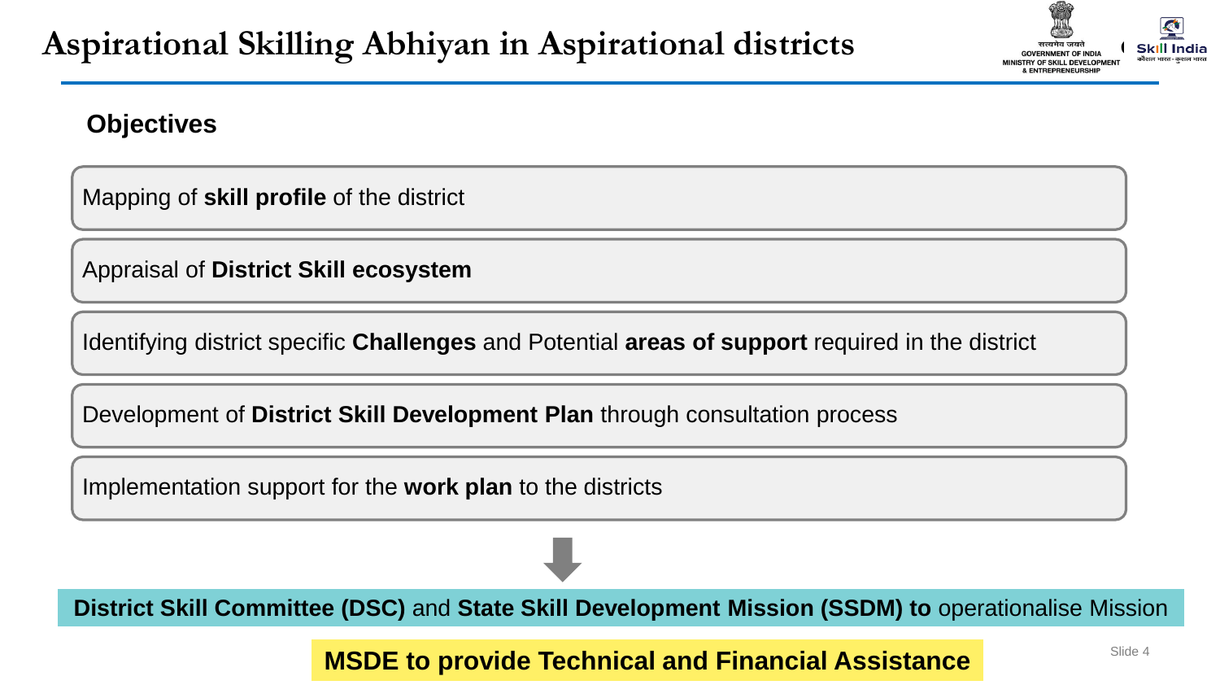# Aspirational Skilling Abhiyan in Aspirational districts

## Objectives

- Mapping of **skill profile** of the district
- Appraisal of **District Skill ecosystem**
- Identifying district specific **Challenges** and Potential **areas of support** required in the district
- Development of **District Skill Development Plan** through consultation process
- Implementation support for the **work plan** to the districts

**District Skill Committee (DSC)** and **State Skill Development Mission (SSDM) to** operationalise Mission

**MSDE to provide Technical and Financial Assistance**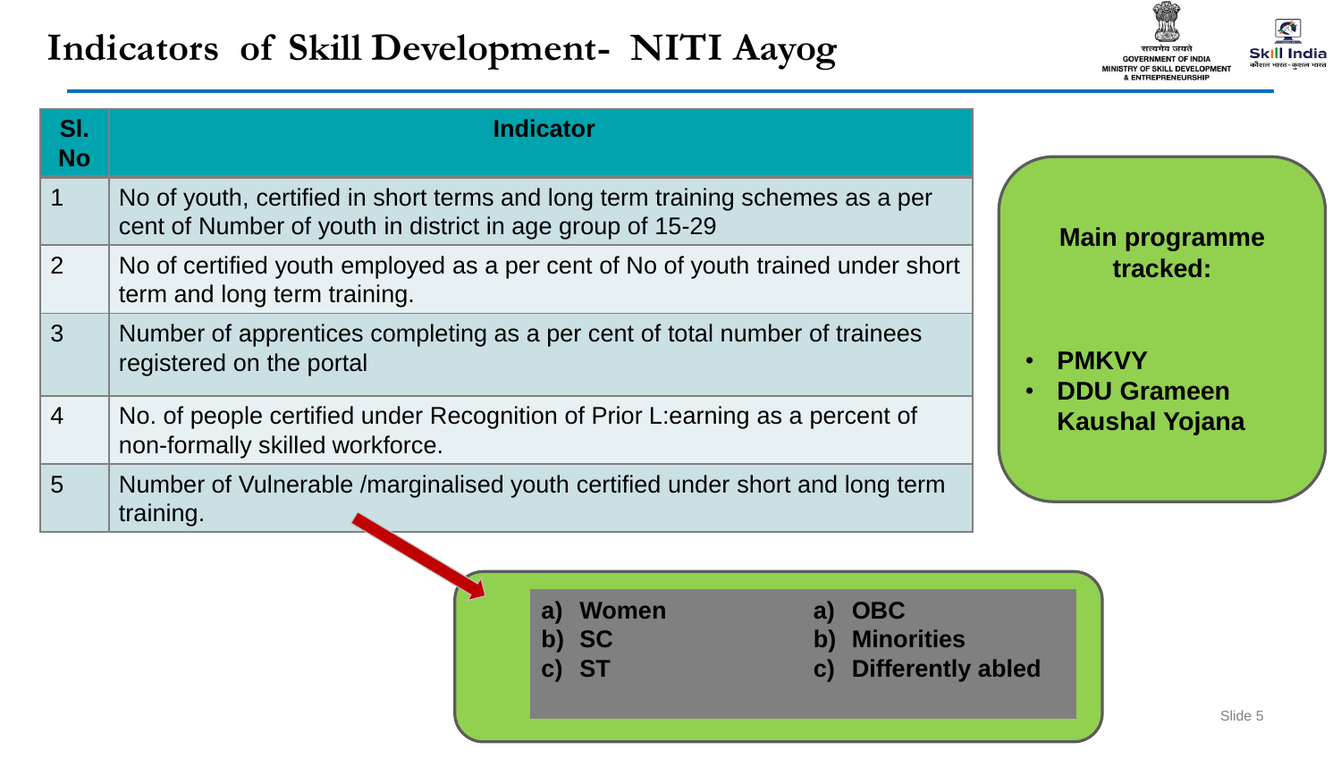# Indicators of Skill Development- NITI Aayog

| Sl. No | Indicator |
|---|---|
| 1 | No of youth, certified in short terms and long term training schemes as a per cent of Number of youth in district in age group of 15-29 |
| 2 | No of certified youth employed as a per cent of No of youth trained under short term and long term training. |
| 3 | Number of apprentices completing as a per cent of total number of trainees registered on the portal |
| 4 | No. of people certified under Recognition of Prior L:earning as a percent of non-formally skilled workforce. |
| 5 | Number of Vulnerable /marginalised youth certified under short and long term training. |

**Main programme tracked:**

- **PMKVY**
- **DDU Grameen Kaushal Yojana**

**a) Women**
**b) SC**
**c) ST**

**a) OBC**
**b) Minorities**
**c) Differently abled**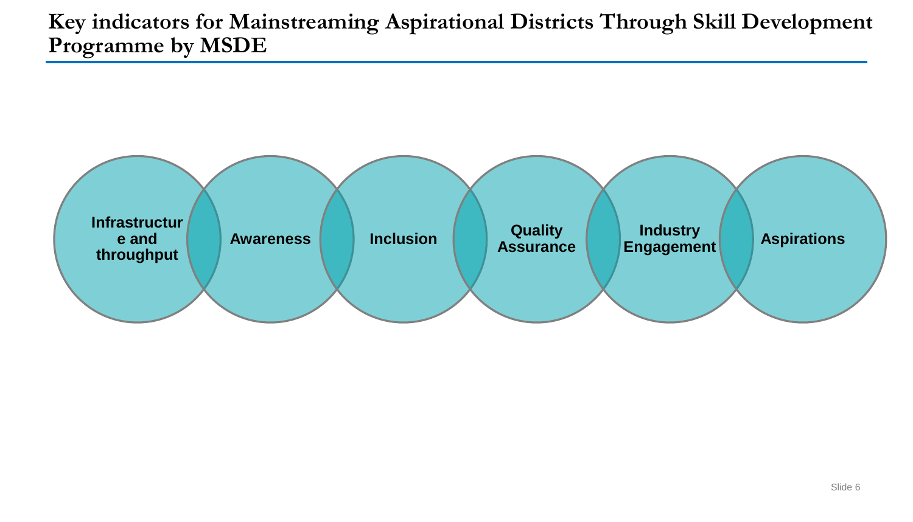# Key indicators for Mainstreaming Aspirational Districts Through Skill Development Programme by MSDE

- Infrastructure and throughput
- Awareness
- Inclusion
- Quality Assurance
- Industry Engagement
- Aspirations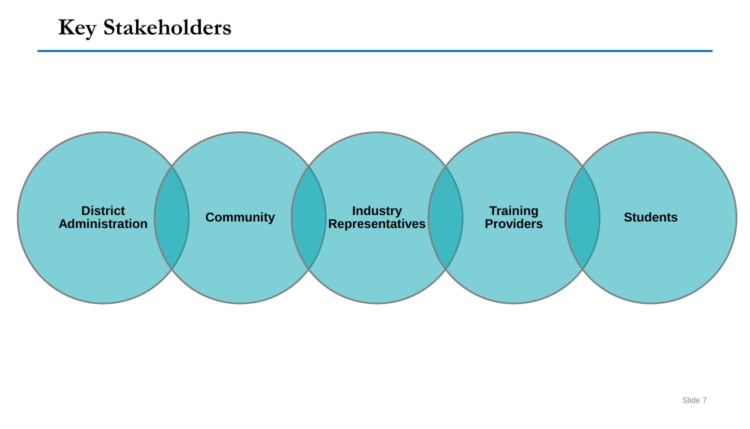# Key Stakeholders

- District Administration
- Community
- Industry Representatives
- Training Providers
- Students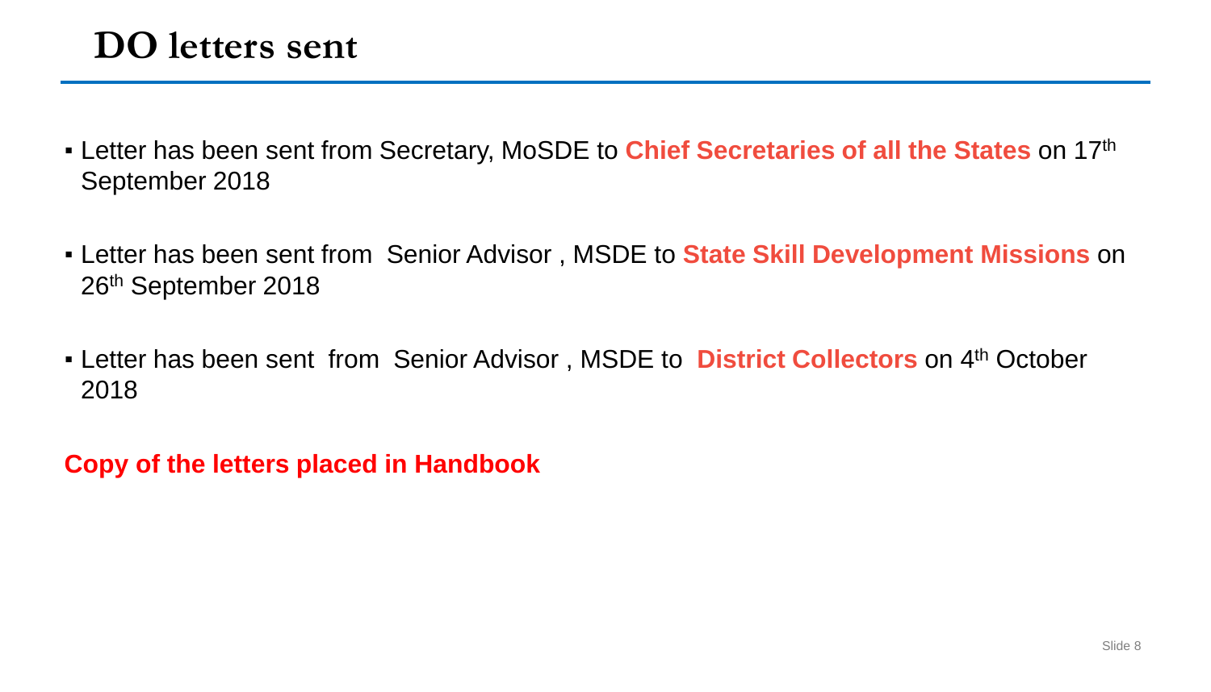# DO letters sent

- Letter has been sent from Secretary, MoSDE to **Chief Secretaries of all the States** on 17th September 2018
- Letter has been sent from Senior Advisor , MSDE to **State Skill Development Missions** on 26th September 2018
- Letter has been sent from Senior Advisor , MSDE to **District Collectors** on 4th October 2018

**Copy of the letters placed in Handbook**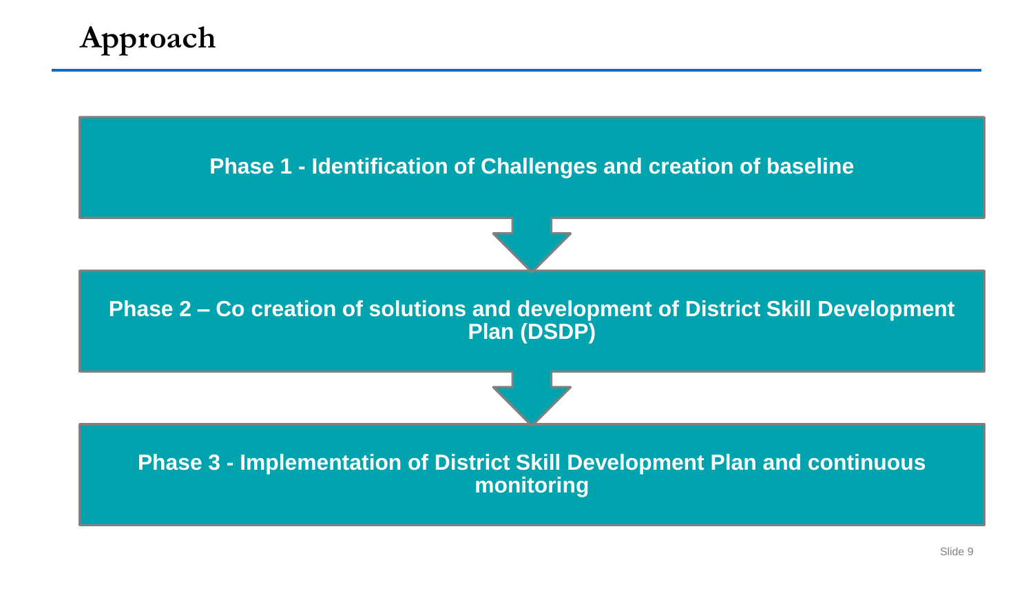# Approach

**Phase 1 - Identification of Challenges and creation of baseline**

↓

**Phase 2 – Co creation of solutions and development of District Skill Development Plan (DSDP)**

↓

**Phase 3 - Implementation of District Skill Development Plan and continuous monitoring**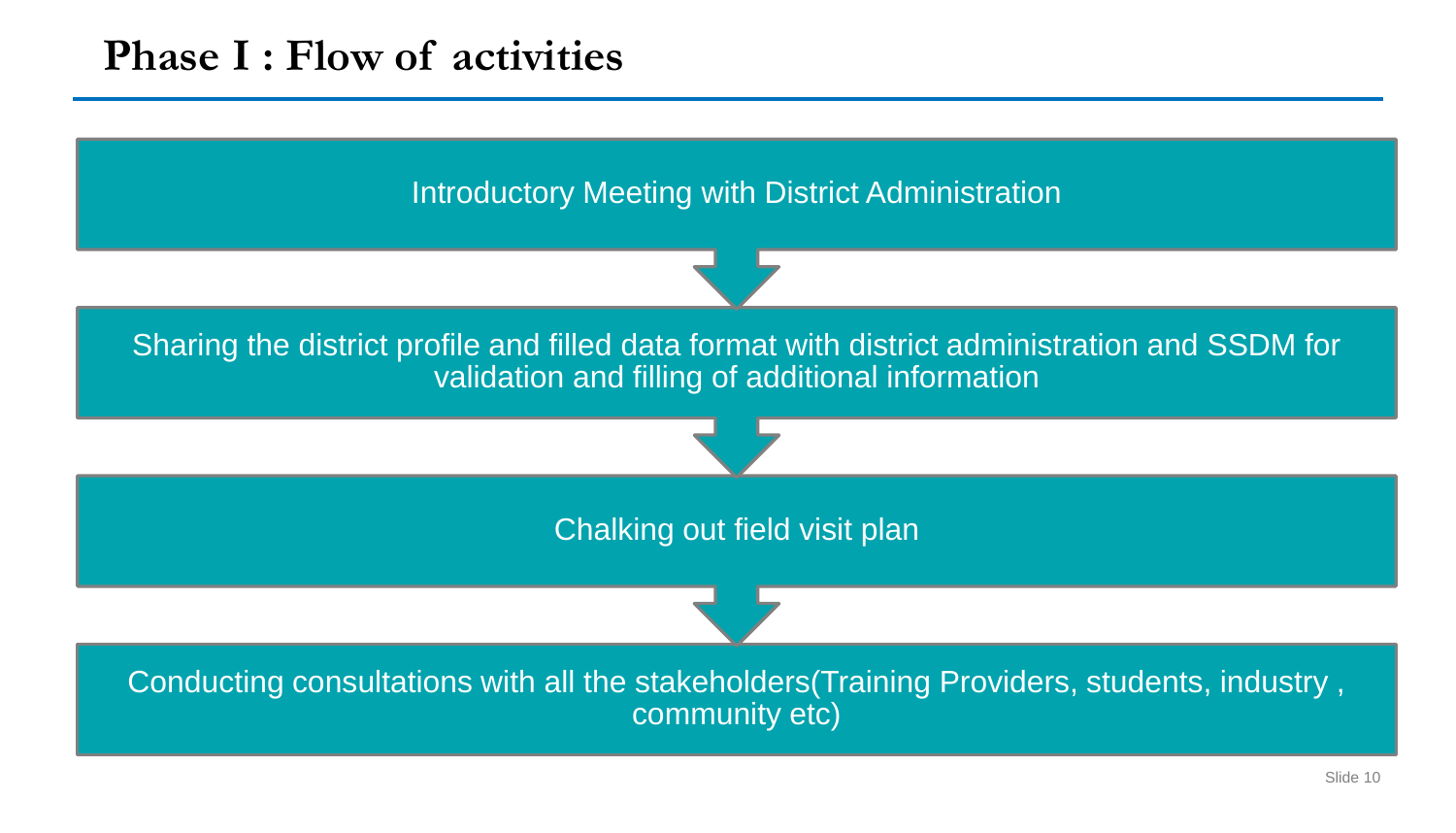# Phase I : Flow of activities

1. Introductory Meeting with District Administration
2. Sharing the district profile and filled data format with district administration and SSDM for validation and filling of additional information
3. Chalking out field visit plan
4. Conducting consultations with all the stakeholders(Training Providers, students, industry , community etc)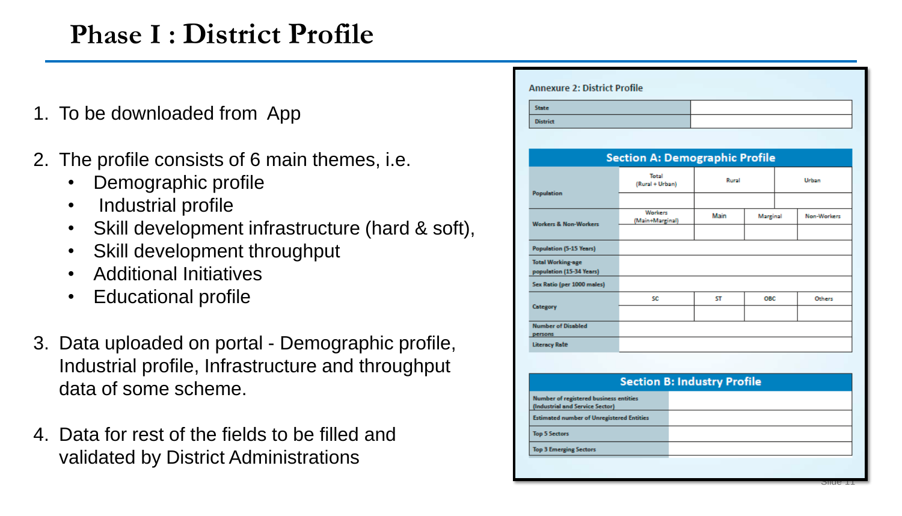# Phase I : District Profile

1. To be downloaded from App

2. The profile consists of 6 main themes, i.e.
   - Demographic profile
   - Industrial profile
   - Skill development infrastructure (hard & soft),
   - Skill development throughput
   - Additional Initiatives
   - Educational profile

3. Data uploaded on portal - Demographic profile, Industrial profile, Infrastructure and throughput data of some scheme.

4. Data for rest of the fields to be filled and validated by District Administrations

**Annexure 2: District Profile**

| State | |
|---|---|
| District | |

**Section A: Demographic Profile**

| Population | Total (Rural + Urban) | Rural | | Urban |
|---|---|---|---|---|
| | | | | |
| Workers & Non-Workers | Workers (Main+Marginal) | Main | Marginal | Non-Workers |
| | | | | |
| Population (5-15 Years) | | | | |
| Total Working-age population (15-34 Years) | | | | |
| Sex Ratio (per 1000 males) | | | | |
| Category | SC | ST | OBC | Others |
| | | | | |
| Number of Disabled persons | | | | |
| Literacy Rate | | | | |

**Section B: Industry Profile**

| Number of registered business entities (Industrial and Service Sector) | |
|---|---|
| Estimated number of Unregistered Entities | |
| Top 5 Sectors | |
| Top 3 Emerging Sectors | |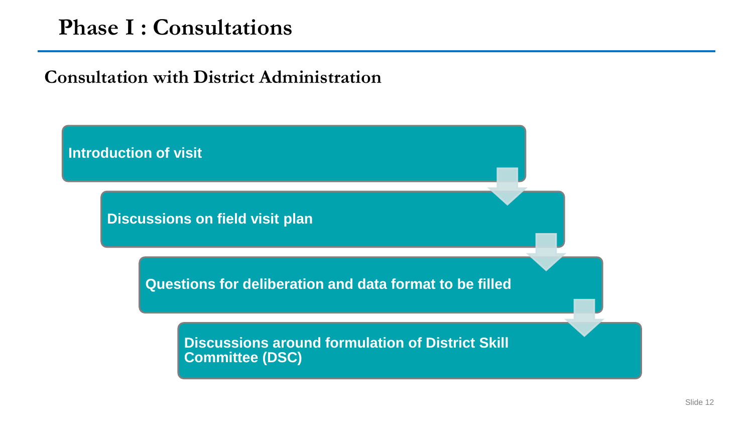# Phase I : Consultations

## Consultation with District Administration

1. **Introduction of visit**
2. **Discussions on field visit plan**
3. **Questions for deliberation and data format to be filled**
4. **Discussions around formulation of District Skill Committee (DSC)**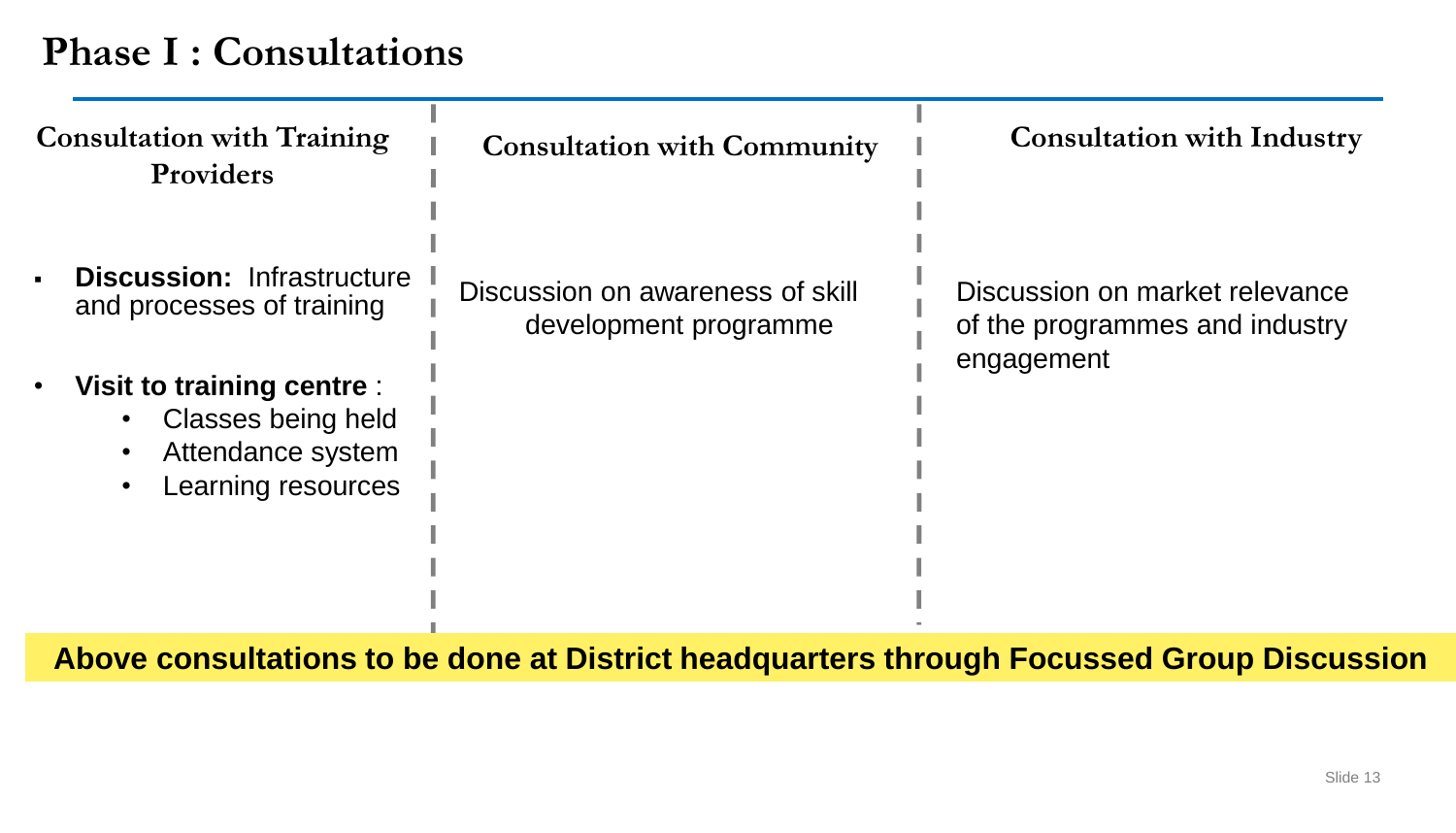# Phase I : Consultations

### Consultation with Training Providers

- **Discussion:** Infrastructure and processes of training
- **Visit to training centre** :
  - Classes being held
  - Attendance system
  - Learning resources

### Consultation with Community

Discussion on awareness of skill development programme

### Consultation with Industry

Discussion on market relevance of the programmes and industry engagement

**Above consultations to be done at District headquarters through Focussed Group Discussion**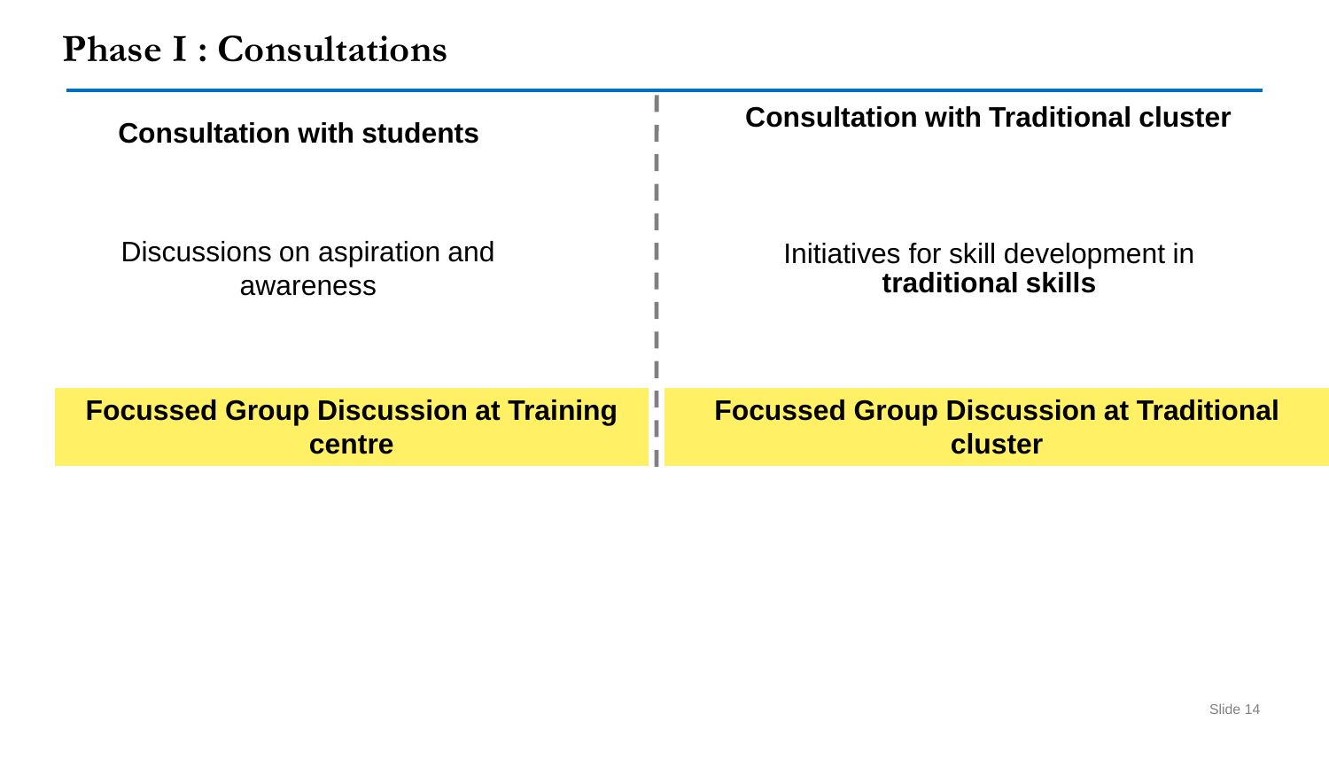# Phase I : Consultations

| Consultation with students | Consultation with Traditional cluster |
| --- | --- |
| Discussions on aspiration and awareness | Initiatives for skill development in **traditional skills** |
| **Focussed Group Discussion at Training centre** | **Focussed Group Discussion at Traditional cluster** |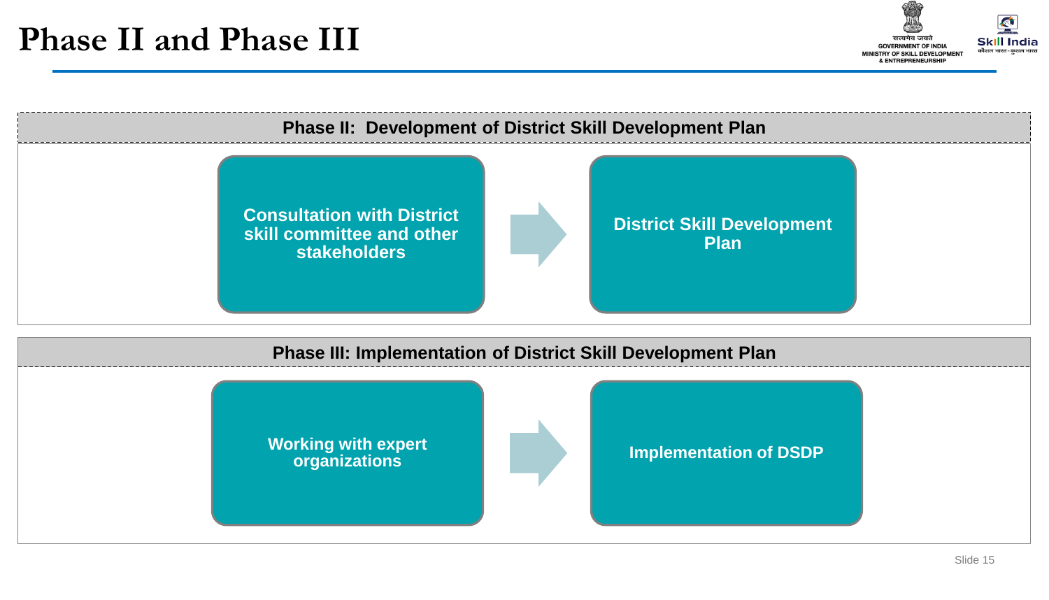# Phase II and Phase III

## Phase II: Development of District Skill Development Plan

**Consultation with District skill committee and other stakeholders** → **District Skill Development Plan**

## Phase III: Implementation of District Skill Development Plan

**Working with expert organizations** → **Implementation of DSDP**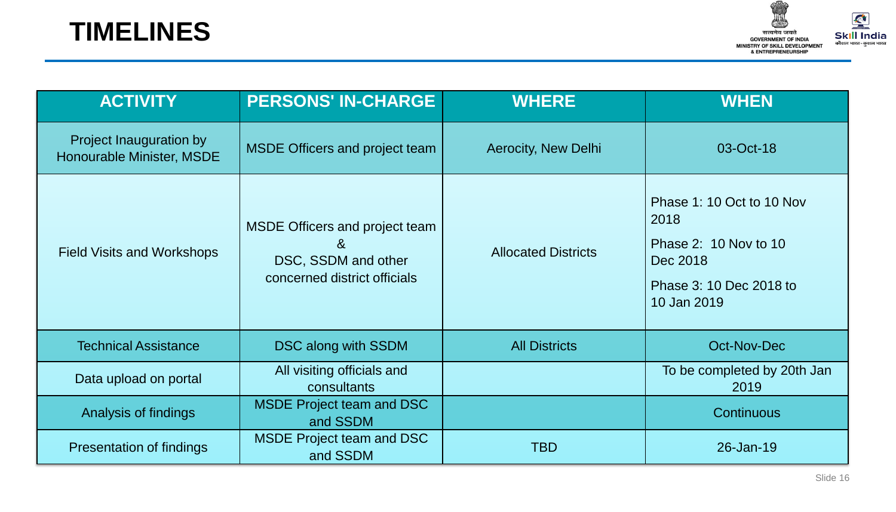# TIMELINES

| ACTIVITY | PERSONS' IN-CHARGE | WHERE | WHEN |
|---|---|---|---|
| Project Inauguration by Honourable Minister, MSDE | MSDE Officers and project team | Aerocity, New Delhi | 03-Oct-18 |
| Field Visits and Workshops | MSDE Officers and project team & DSC, SSDM and other concerned district officials | Allocated Districts | Phase 1: 10 Oct to 10 Nov 2018<br>Phase 2: 10 Nov to 10 Dec 2018<br>Phase 3: 10 Dec 2018 to 10 Jan 2019 |
| Technical Assistance | DSC along with SSDM | All Districts | Oct-Nov-Dec |
| Data upload on portal | All visiting officials and consultants | | To be completed by 20th Jan 2019 |
| Analysis of findings | MSDE Project team and DSC and SSDM | | Continuous |
| Presentation of findings | MSDE Project team and DSC and SSDM | TBD | 26-Jan-19 |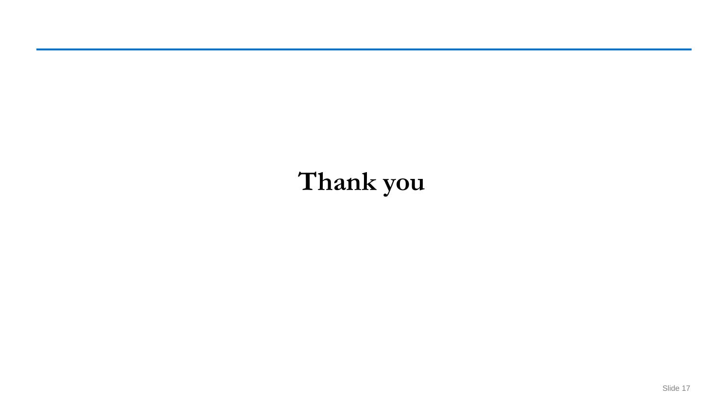**Thank you**